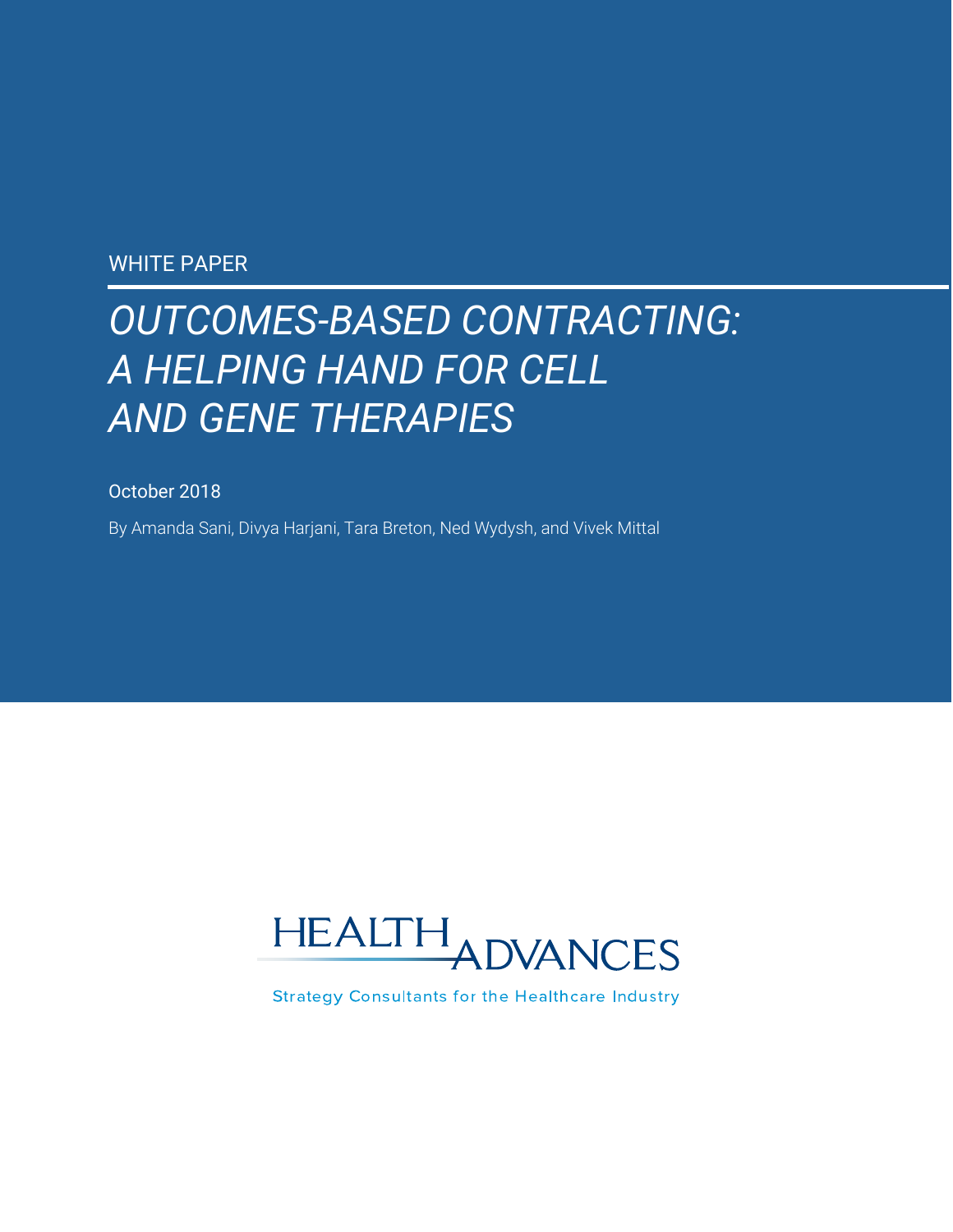WHITE PAPER

# *OUTCOMES-BASED CONTRACTING: A HELPING HAND FOR CELL AND GENE THERAPIES*

October 2018

By Amanda Sani, Divya Harjani, Tara Breton, Ned Wydysh, and Vivek Mittal

HEALTH ADVANCES

Strategy Consultants for the Healthcare Industry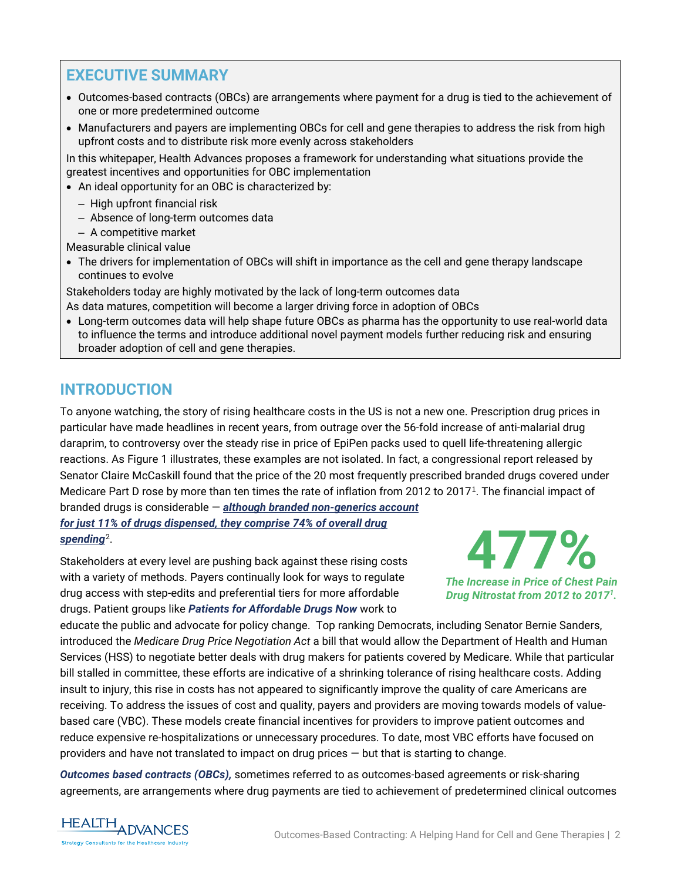## EXECUTIVE SUMMARY

- Outcomes-based contracts (OBCs) are arrangements where payment for a drug is tied to the achievement of one or more predetermined outcome
- Manufacturers and payers are implementing OBCs for cell and gene therapies to address the risk from high upfront costs and to distribute risk more evenly across stakeholders

In this whitepaper, Health Advances proposes a framework for understanding what situations provide the greatest incentives and opportunities for OBC implementation

- An ideal opportunity for an OBC is characterized by:
  - High upfront financial risk
  - Absence of long-term outcomes data
  - A competitive market

Measurable clinical value

- The drivers for implementation of OBCs will shift in importance as the cell and gene therapy landscape continues to evolve

Stakeholders today are highly motivated by the lack of long-term outcomes data

As data matures, competition will become a larger driving force in adoption of OBCs

- Long-term outcomes data will help shape future OBCs as pharma has the opportunity to use real-world data to influence the terms and introduce additional novel payment models further reducing risk and ensuring broader adoption of cell and gene therapies.

## INTRODUCTION

To anyone watching, the story of rising healthcare costs in the US is not a new one. Prescription drug prices in particular have made headlines in recent years, from outrage over the 56-fold increase of anti-malarial drug daraprim, to controversy over the steady rise in price of EpiPen packs used to quell life-threatening allergic reactions. As Figure 1 illustrates, these examples are not isolated. In fact, a congressional report released by Senator Claire McCaskill found that the price of the 20 most frequently prescribed branded drugs covered under Medicare Part D rose by more than ten times the rate of inflation from 2012 to 2017[1]. The financial impact of branded drugs is considerable — ***although branded non-generics account for just 11% of drugs dispensed, they comprise 74% of overall drug spending***[2].

**477%**

***The Increase in Price of Chest Pain Drug Nitrostat from 2012 to 2017[1].***

Stakeholders at every level are pushing back against these rising costs with a variety of methods. Payers continually look for ways to regulate drug access with step-edits and preferential tiers for more affordable drugs. Patient groups like ***Patients for Affordable Drugs Now*** work to educate the public and advocate for policy change. Top ranking Democrats, including Senator Bernie Sanders, introduced the *Medicare Drug Price Negotiation Act* a bill that would allow the Department of Health and Human Services (HSS) to negotiate better deals with drug makers for patients covered by Medicare. While that particular bill stalled in committee, these efforts are indicative of a shrinking tolerance of rising healthcare costs. Adding insult to injury, this rise in costs has not appeared to significantly improve the quality of care Americans are receiving. To address the issues of cost and quality, payers and providers are moving towards models of value-based care (VBC). These models create financial incentives for providers to improve patient outcomes and reduce expensive re-hospitalizations or unnecessary procedures. To date, most VBC efforts have focused on providers and have not translated to impact on drug prices — but that is starting to change.

***Outcomes based contracts (OBCs),*** sometimes referred to as outcomes-based agreements or risk-sharing agreements, are arrangements where drug payments are tied to achievement of predetermined clinical outcomes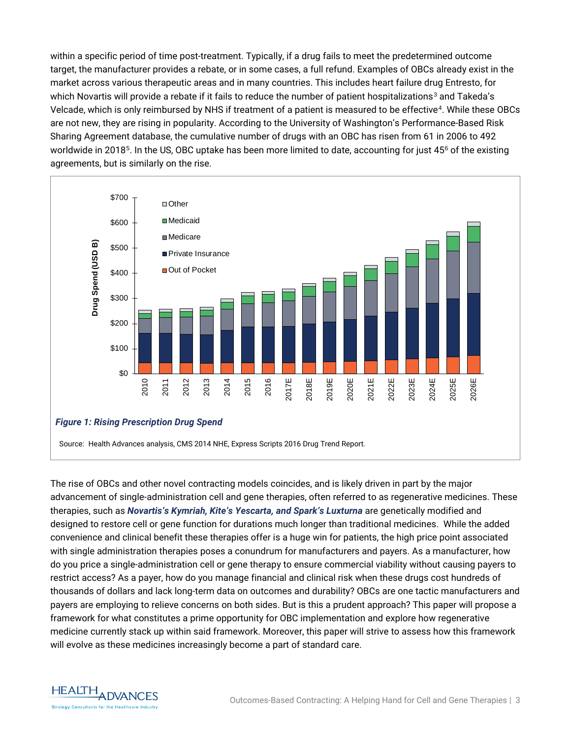within a specific period of time post-treatment. Typically, if a drug fails to meet the predetermined outcome target, the manufacturer provides a rebate, or in some cases, a full refund. Examples of OBCs already exist in the market across various therapeutic areas and in many countries. This includes heart failure drug Entresto, for which Novartis will provide a rebate if it fails to reduce the number of patient hospitalizations[3] and Takeda's Velcade, which is only reimbursed by NHS if treatment of a patient is measured to be effective[4]. While these OBCs are not new, they are rising in popularity. According to the University of Washington's Performance-Based Risk Sharing Agreement database, the cumulative number of drugs with an OBC has risen from 61 in 2006 to 492 worldwide in 2018[5]. In the US, OBC uptake has been more limited to date, accounting for just 45[6] of the existing agreements, but is similarly on the rise.

***Figure 1: Rising Prescription Drug Spend***

Source: Health Advances analysis, CMS 2014 NHE, Express Scripts 2016 Drug Trend Report.

The rise of OBCs and other novel contracting models coincides, and is likely driven in part by the major advancement of single-administration cell and gene therapies, often referred to as regenerative medicines. These therapies, such as ***Novartis's Kymriah, Kite's Yescarta, and Spark's Luxturna*** are genetically modified and designed to restore cell or gene function for durations much longer than traditional medicines. While the added convenience and clinical benefit these therapies offer is a huge win for patients, the high price point associated with single administration therapies poses a conundrum for manufacturers and payers. As a manufacturer, how do you price a single-administration cell or gene therapy to ensure commercial viability without causing payers to restrict access? As a payer, how do you manage financial and clinical risk when these drugs cost hundreds of thousands of dollars and lack long-term data on outcomes and durability? OBCs are one tactic manufacturers and payers are employing to relieve concerns on both sides. But is this a prudent approach? This paper will propose a framework for what constitutes a prime opportunity for OBC implementation and explore how regenerative medicine currently stack up within said framework. Moreover, this paper will strive to assess how this framework will evolve as these medicines increasingly become a part of standard care.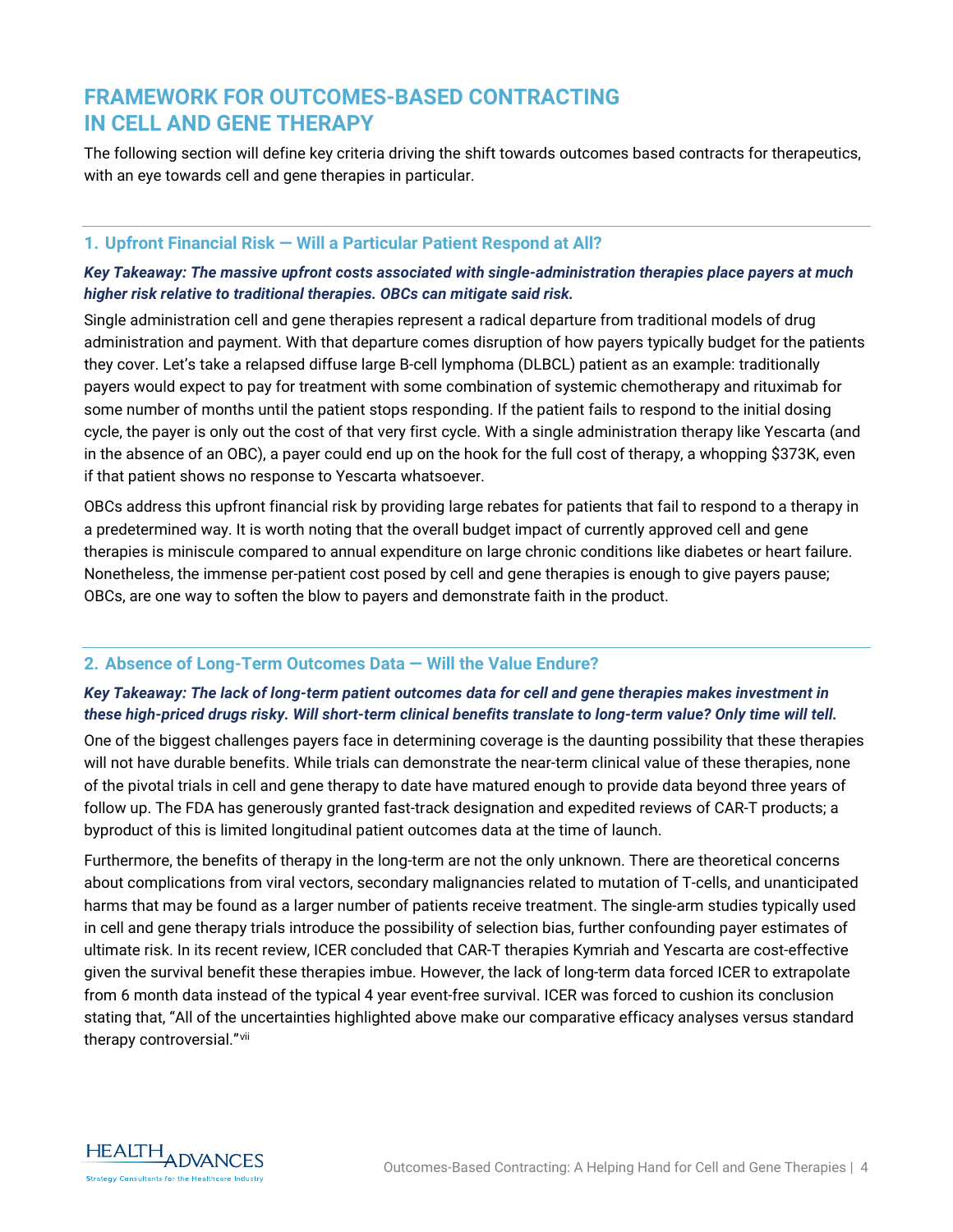## FRAMEWORK FOR OUTCOMES-BASED CONTRACTING IN CELL AND GENE THERAPY

The following section will define key criteria driving the shift towards outcomes based contracts for therapeutics, with an eye towards cell and gene therapies in particular.

### 1. Upfront Financial Risk — Will a Particular Patient Respond at All?

***Key Takeaway: The massive upfront costs associated with single-administration therapies place payers at much higher risk relative to traditional therapies. OBCs can mitigate said risk.***

Single administration cell and gene therapies represent a radical departure from traditional models of drug administration and payment. With that departure comes disruption of how payers typically budget for the patients they cover. Let's take a relapsed diffuse large B-cell lymphoma (DLBCL) patient as an example: traditionally payers would expect to pay for treatment with some combination of systemic chemotherapy and rituximab for some number of months until the patient stops responding. If the patient fails to respond to the initial dosing cycle, the payer is only out the cost of that very first cycle. With a single administration therapy like Yescarta (and in the absence of an OBC), a payer could end up on the hook for the full cost of therapy, a whopping $373K, even if that patient shows no response to Yescarta whatsoever.

OBCs address this upfront financial risk by providing large rebates for patients that fail to respond to a therapy in a predetermined way. It is worth noting that the overall budget impact of currently approved cell and gene therapies is miniscule compared to annual expenditure on large chronic conditions like diabetes or heart failure. Nonetheless, the immense per-patient cost posed by cell and gene therapies is enough to give payers pause; OBCs, are one way to soften the blow to payers and demonstrate faith in the product.

### 2. Absence of Long-Term Outcomes Data — Will the Value Endure?

***Key Takeaway: The lack of long-term patient outcomes data for cell and gene therapies makes investment in these high-priced drugs risky. Will short-term clinical benefits translate to long-term value? Only time will tell.***

One of the biggest challenges payers face in determining coverage is the daunting possibility that these therapies will not have durable benefits. While trials can demonstrate the near-term clinical value of these therapies, none of the pivotal trials in cell and gene therapy to date have matured enough to provide data beyond three years of follow up. The FDA has generously granted fast-track designation and expedited reviews of CAR-T products; a byproduct of this is limited longitudinal patient outcomes data at the time of launch.

Furthermore, the benefits of therapy in the long-term are not the only unknown. There are theoretical concerns about complications from viral vectors, secondary malignancies related to mutation of T-cells, and unanticipated harms that may be found as a larger number of patients receive treatment. The single-arm studies typically used in cell and gene therapy trials introduce the possibility of selection bias, further confounding payer estimates of ultimate risk. In its recent review, ICER concluded that CAR-T therapies Kymriah and Yescarta are cost-effective given the survival benefit these therapies imbue. However, the lack of long-term data forced ICER to extrapolate from 6 month data instead of the typical 4 year event-free survival. ICER was forced to cushion its conclusion stating that, "All of the uncertainties highlighted above make our comparative efficacy analyses versus standard therapy controversial."[vii]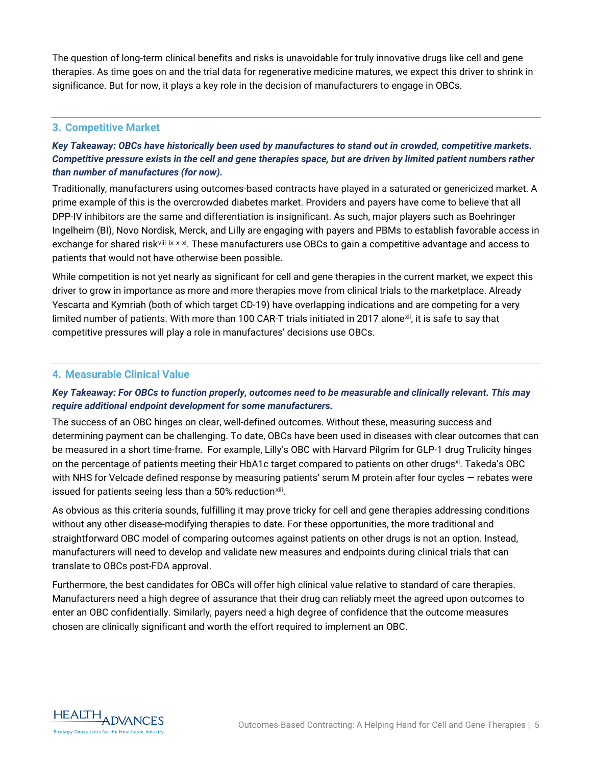The question of long-term clinical benefits and risks is unavoidable for truly innovative drugs like cell and gene therapies. As time goes on and the trial data for regenerative medicine matures, we expect this driver to shrink in significance. But for now, it plays a key role in the decision of manufacturers to engage in OBCs.

### 3. Competitive Market

***Key Takeaway: OBCs have historically been used by manufactures to stand out in crowded, competitive markets. Competitive pressure exists in the cell and gene therapies space, but are driven by limited patient numbers rather than number of manufactures (for now).***

Traditionally, manufacturers using outcomes-based contracts have played in a saturated or genericized market. A prime example of this is the overcrowded diabetes market. Providers and payers have come to believe that all DPP-IV inhibitors are the same and differentiation is insignificant. As such, major players such as Boehringer Ingelheim (BI), Novo Nordisk, Merck, and Lilly are engaging with payers and PBMs to establish favorable access in exchange for shared risk[viii ix x xi]. These manufacturers use OBCs to gain a competitive advantage and access to patients that would not have otherwise been possible.

While competition is not yet nearly as significant for cell and gene therapies in the current market, we expect this driver to grow in importance as more and more therapies move from clinical trials to the marketplace. Already Yescarta and Kymriah (both of which target CD-19) have overlapping indications and are competing for a very limited number of patients. With more than 100 CAR-T trials initiated in 2017 alone[xii], it is safe to say that competitive pressures will play a role in manufactures' decisions use OBCs.

### 4. Measurable Clinical Value

***Key Takeaway: For OBCs to function properly, outcomes need to be measurable and clinically relevant. This may require additional endpoint development for some manufacturers.***

The success of an OBC hinges on clear, well-defined outcomes. Without these, measuring success and determining payment can be challenging. To date, OBCs have been used in diseases with clear outcomes that can be measured in a short time-frame. For example, Lilly's OBC with Harvard Pilgrim for GLP-1 drug Trulicity hinges on the percentage of patients meeting their HbA1c target compared to patients on other drugs[xi]. Takeda's OBC with NHS for Velcade defined response by measuring patients' serum M protein after four cycles — rebates were issued for patients seeing less than a 50% reduction[xiii].

As obvious as this criteria sounds, fulfilling it may prove tricky for cell and gene therapies addressing conditions without any other disease-modifying therapies to date. For these opportunities, the more traditional and straightforward OBC model of comparing outcomes against patients on other drugs is not an option. Instead, manufacturers will need to develop and validate new measures and endpoints during clinical trials that can translate to OBCs post-FDA approval.

Furthermore, the best candidates for OBCs will offer high clinical value relative to standard of care therapies. Manufacturers need a high degree of assurance that their drug can reliably meet the agreed upon outcomes to enter an OBC confidentially. Similarly, payers need a high degree of confidence that the outcome measures chosen are clinically significant and worth the effort required to implement an OBC.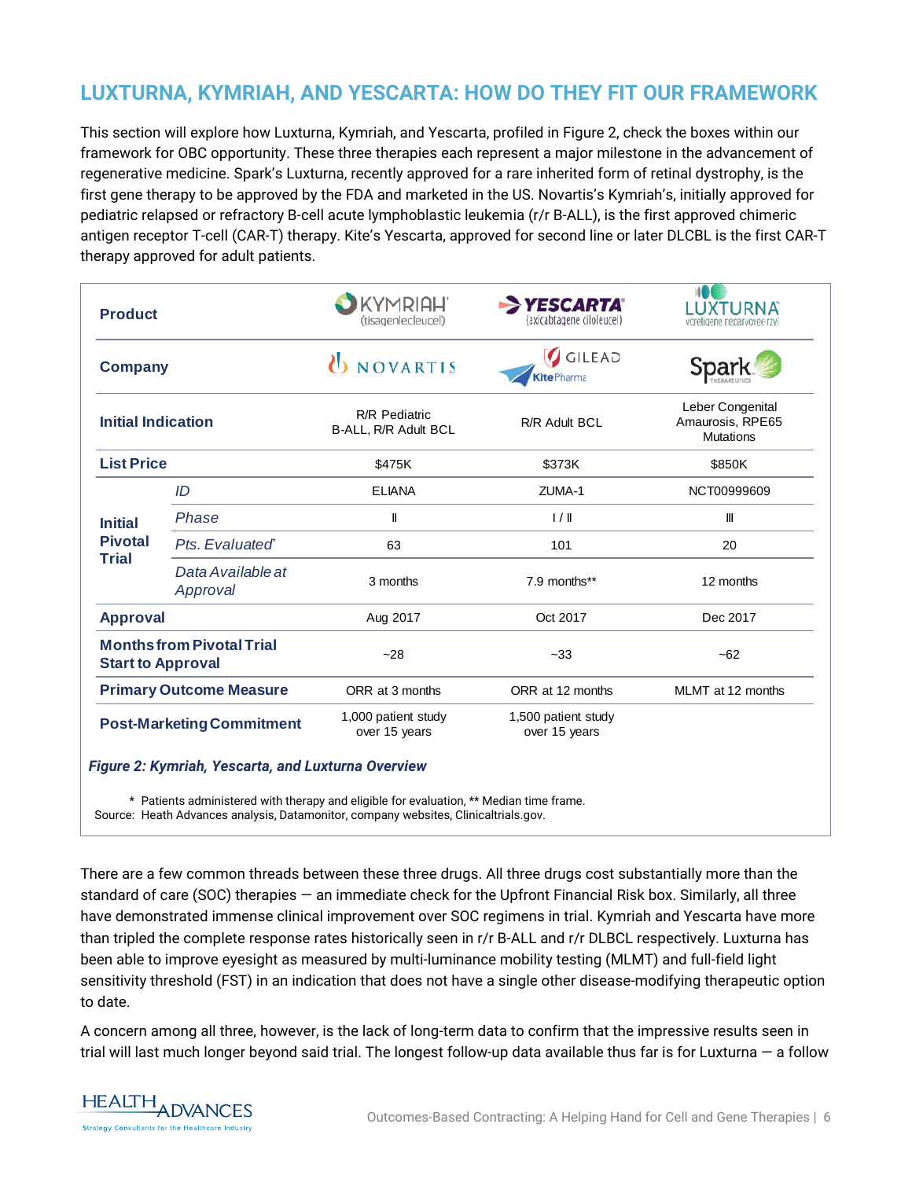## LUXTURNA, KYMRIAH, AND YESCARTA: HOW DO THEY FIT OUR FRAMEWORK

This section will explore how Luxturna, Kymriah, and Yescarta, profiled in Figure 2, check the boxes within our framework for OBC opportunity. These three therapies each represent a major milestone in the advancement of regenerative medicine. Spark's Luxturna, recently approved for a rare inherited form of retinal dystrophy, is the first gene therapy to be approved by the FDA and marketed in the US. Novartis's Kymriah's, initially approved for pediatric relapsed or refractory B-cell acute lymphoblastic leukemia (r/r B-ALL), is the first approved chimeric antigen receptor T-cell (CAR-T) therapy. Kite's Yescarta, approved for second line or later DLCBL is the first CAR-T therapy approved for adult patients.

| Product | | KYMRIAH (tisagenlecleucel) | YESCARTA (axicabtagene ciloleucel) | LUXTURNA voretigene neparvovec-rzyl |
|---|---|---|---|---|
| Company | | NOVARTIS | GILEAD / Kite Pharma | Spark Therapeutics |
| Initial Indication | | R/R Pediatric B-ALL, R/R Adult BCL | R/R Adult BCL | Leber Congenital Amaurosis, RPE65 Mutations |
| List Price | | $475K | $373K | $850K |
| Initial Pivotal Trial | *ID* | ELIANA | ZUMA-1 | NCT00999609 |
| | *Phase* | II | I / II | III |
| | *Pts. Evaluated** | 63 | 101 | 20 |
| | *Data Available at Approval* | 3 months | 7.9 months** | 12 months |
| Approval | | Aug 2017 | Oct 2017 | Dec 2017 |
| Months from Pivotal Trial Start to Approval | | ~28 | ~33 | ~62 |
| Primary Outcome Measure | | ORR at 3 months | ORR at 12 months | MLMT at 12 months |
| Post-Marketing Commitment | | 1,000 patient study over 15 years | 1,500 patient study over 15 years | |

*Figure 2: Kymriah, Yescarta, and Luxturna Overview*

\* Patients administered with therapy and eligible for evaluation, ** Median time frame.
Source: Heath Advances analysis, Datamonitor, company websites, Clinicaltrials.gov.

There are a few common threads between these three drugs. All three drugs cost substantially more than the standard of care (SOC) therapies — an immediate check for the Upfront Financial Risk box. Similarly, all three have demonstrated immense clinical improvement over SOC regimens in trial. Kymriah and Yescarta have more than tripled the complete response rates historically seen in r/r B-ALL and r/r DLBCL respectively. Luxturna has been able to improve eyesight as measured by multi-luminance mobility testing (MLMT) and full-field light sensitivity threshold (FST) in an indication that does not have a single other disease-modifying therapeutic option to date.

A concern among all three, however, is the lack of long-term data to confirm that the impressive results seen in trial will last much longer beyond said trial. The longest follow-up data available thus far is for Luxturna — a follow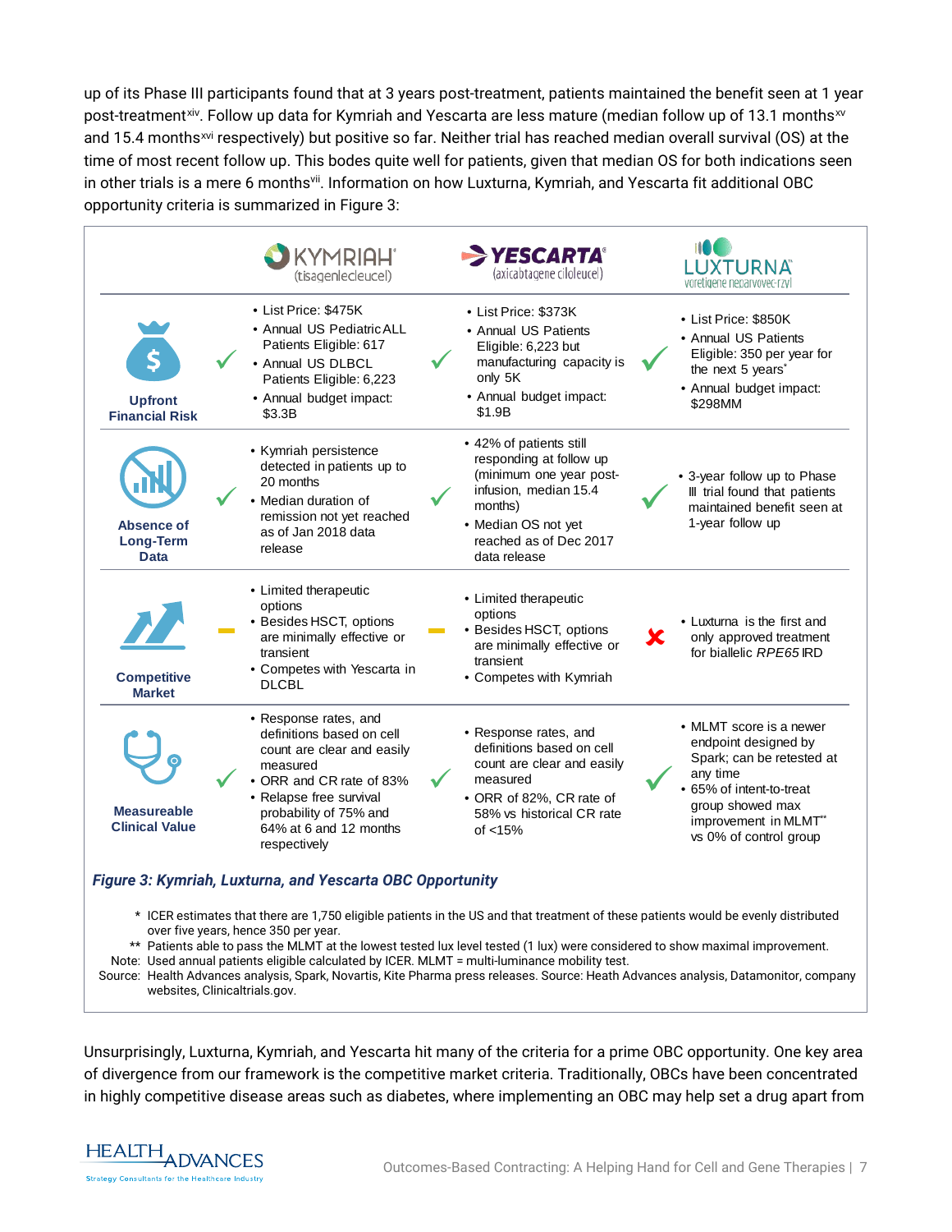up of its Phase III participants found that at 3 years post-treatment, patients maintained the benefit seen at 1 year post-treatment[xiv]. Follow up data for Kymriah and Yescarta are less mature (median follow up of 13.1 months[xv] and 15.4 months[xvi] respectively) but positive so far. Neither trial has reached median overall survival (OS) at the time of most recent follow up. This bodes quite well for patients, given that median OS for both indications seen in other trials is a mere 6 months[vii]. Information on how Luxturna, Kymriah, and Yescarta fit additional OBC opportunity criteria is summarized in Figure 3:

| | KYMRIAH (tisagenlecleucel) | | YESCARTA (axicabtagene ciloleucel) | | LUXTURNA voretigene neparvovec-rzyl | |
|---|---|---|---|---|---|---|
| **Upfront Financial Risk** | ✓ | • List Price: $475K<br>• Annual US Pediatric ALL Patients Eligible: 617<br>• Annual US DLBCL Patients Eligible: 6,223<br>• Annual budget impact: $3.3B | ✓ | • List Price: $373K<br>• Annual US Patients Eligible: 6,223 but manufacturing capacity is only 5K<br>• Annual budget impact: $1.9B | ✓ | • List Price: $850K<br>• Annual US Patients Eligible: 350 per year for the next 5 years*<br>• Annual budget impact: $298MM |
| **Absence of Long-Term Data** | ✓ | • Kymriah persistence detected in patients up to 20 months<br>• Median duration of remission not yet reached as of Jan 2018 data release | ✓ | • 42% of patients still responding at follow up (minimum one year post-infusion, median 15.4 months)<br>• Median OS not yet reached as of Dec 2017 data release | ✓ | • 3-year follow up to Phase III trial found that patients maintained benefit seen at 1-year follow up |
| **Competitive Market** | – | • Limited therapeutic options<br>• Besides HSCT, options are minimally effective or transient<br>• Competes with Yescarta in DLCBL | – | • Limited therapeutic options<br>• Besides HSCT, options are minimally effective or transient<br>• Competes with Kymriah | ✗ | • Luxturna is the first and only approved treatment for biallelic *RPE65* IRD |
| **Measureable Clinical Value** | ✓ | • Response rates, and definitions based on cell count are clear and easily measured<br>• ORR and CR rate of 83%<br>• Relapse free survival probability of 75% and 64% at 6 and 12 months respectively | ✓ | • Response rates, and definitions based on cell count are clear and easily measured<br>• ORR of 82%, CR rate of 58% vs historical CR rate of <15% | ✓ | • MLMT score is a newer endpoint designed by Spark; can be retested at any time<br>• 65% of intent-to-treat group showed max improvement in MLMT** vs 0% of control group |

*Figure 3: Kymriah, Luxturna, and Yescarta OBC Opportunity*

\* ICER estimates that there are 1,750 eligible patients in the US and that treatment of these patients would be evenly distributed over five years, hence 350 per year.
\*\* Patients able to pass the MLMT at the lowest tested lux level tested (1 lux) were considered to show maximal improvement.
Note: Used annual patients eligible calculated by ICER. MLMT = multi-luminance mobility test.
Source: Health Advances analysis, Spark, Novartis, Kite Pharma press releases. Source: Heath Advances analysis, Datamonitor, company websites, Clinicaltrials.gov.

Unsurprisingly, Luxturna, Kymriah, and Yescarta hit many of the criteria for a prime OBC opportunity. One key area of divergence from our framework is the competitive market criteria. Traditionally, OBCs have been concentrated in highly competitive disease areas such as diabetes, where implementing an OBC may help set a drug apart from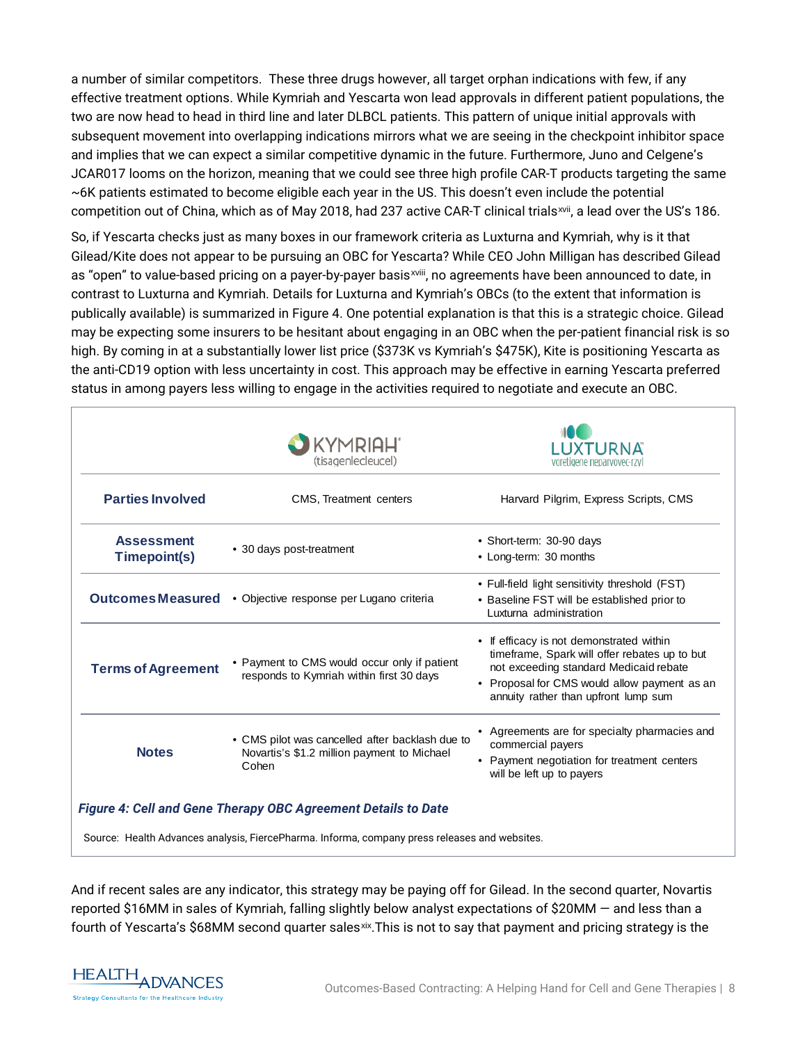a number of similar competitors. These three drugs however, all target orphan indications with few, if any effective treatment options. While Kymriah and Yescarta won lead approvals in different patient populations, the two are now head to head in third line and later DLBCL patients. This pattern of unique initial approvals with subsequent movement into overlapping indications mirrors what we are seeing in the checkpoint inhibitor space and implies that we can expect a similar competitive dynamic in the future. Furthermore, Juno and Celgene's JCAR017 looms on the horizon, meaning that we could see three high profile CAR-T products targeting the same ~6K patients estimated to become eligible each year in the US. This doesn't even include the potential competition out of China, which as of May 2018, had 237 active CAR-T clinical trials[xvii], a lead over the US's 186.

So, if Yescarta checks just as many boxes in our framework criteria as Luxturna and Kymriah, why is it that Gilead/Kite does not appear to be pursuing an OBC for Yescarta? While CEO John Milligan has described Gilead as "open" to value-based pricing on a payer-by-payer basis[xviii], no agreements have been announced to date, in contrast to Luxturna and Kymriah. Details for Luxturna and Kymriah's OBCs (to the extent that information is publically available) is summarized in Figure 4. One potential explanation is that this is a strategic choice. Gilead may be expecting some insurers to be hesitant about engaging in an OBC when the per-patient financial risk is so high. By coming in at a substantially lower list price ($373K vs Kymriah's $475K), Kite is positioning Yescarta as the anti-CD19 option with less uncertainty in cost. This approach may be effective in earning Yescarta preferred status in among payers less willing to engage in the activities required to negotiate and execute an OBC.

| | KYMRIAH (tisagenlecleucel) | LUXTURNA (voretigene neparvovec-rzyl) |
|---|---|---|
| **Parties Involved** | CMS, Treatment centers | Harvard Pilgrim, Express Scripts, CMS |
| **Assessment Timepoint(s)** | • 30 days post-treatment | • Short-term: 30-90 days<br>• Long-term: 30 months |
| **Outcomes Measured** | • Objective response per Lugano criteria | • Full-field light sensitivity threshold (FST)<br>• Baseline FST will be established prior to Luxturna administration |
| **Terms of Agreement** | • Payment to CMS would occur only if patient responds to Kymriah within first 30 days | • If efficacy is not demonstrated within timeframe, Spark will offer rebates up to but not exceeding standard Medicaid rebate<br>• Proposal for CMS would allow payment as an annuity rather than upfront lump sum |
| **Notes** | • CMS pilot was cancelled after backlash due to Novartis's $1.2 million payment to Michael Cohen | • Agreements are for specialty pharmacies and commercial payers<br>• Payment negotiation for treatment centers will be left up to payers |

*Figure 4: Cell and Gene Therapy OBC Agreement Details to Date*

Source: Health Advances analysis, FiercePharma. Informa, company press releases and websites.

And if recent sales are any indicator, this strategy may be paying off for Gilead. In the second quarter, Novartis reported $16MM in sales of Kymriah, falling slightly below analyst expectations of $20MM — and less than a fourth of Yescarta's $68MM second quarter sales[xix].This is not to say that payment and pricing strategy is the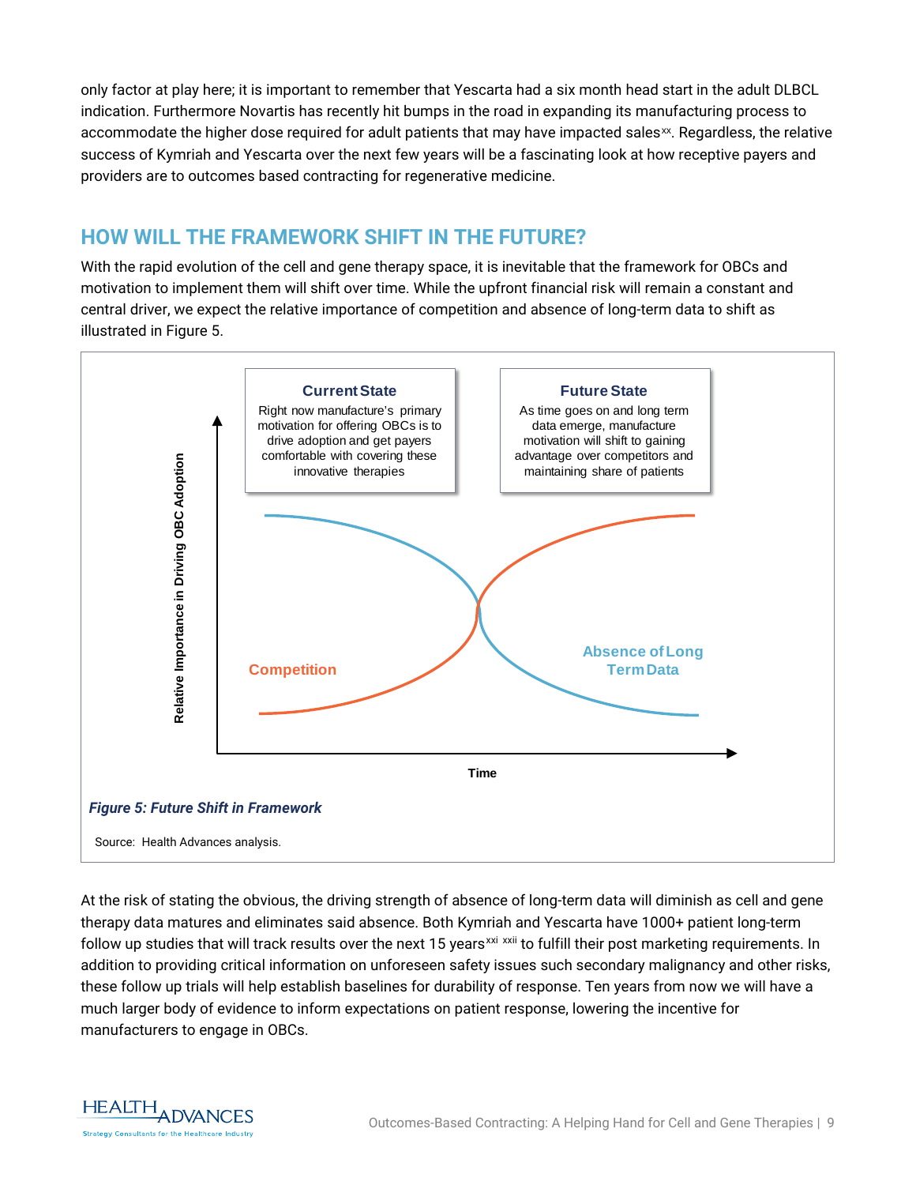only factor at play here; it is important to remember that Yescarta had a six month head start in the adult DLBCL indication. Furthermore Novartis has recently hit bumps in the road in expanding its manufacturing process to accommodate the higher dose required for adult patients that may have impacted sales[xx]. Regardless, the relative success of Kymriah and Yescarta over the next few years will be a fascinating look at how receptive payers and providers are to outcomes based contracting for regenerative medicine.

## HOW WILL THE FRAMEWORK SHIFT IN THE FUTURE?

With the rapid evolution of the cell and gene therapy space, it is inevitable that the framework for OBCs and motivation to implement them will shift over time. While the upfront financial risk will remain a constant and central driver, we expect the relative importance of competition and absence of long-term data to shift as illustrated in Figure 5.

**Current State**
Right now manufacture's primary motivation for offering OBCs is to drive adoption and get payers comfortable with covering these innovative therapies

**Future State**
As time goes on and long term data emerge, manufacture motivation will shift to gaining advantage over competitors and maintaining share of patients

Relative Importance in Driving OBC Adoption

Competition

Absence of Long Term Data

Time

*Figure 5: Future Shift in Framework*

Source: Health Advances analysis.

At the risk of stating the obvious, the driving strength of absence of long-term data will diminish as cell and gene therapy data matures and eliminates said absence. Both Kymriah and Yescarta have 1000+ patient long-term follow up studies that will track results over the next 15 years[xxi] [xxii] to fulfill their post marketing requirements. In addition to providing critical information on unforeseen safety issues such secondary malignancy and other risks, these follow up trials will help establish baselines for durability of response. Ten years from now we will have a much larger body of evidence to inform expectations on patient response, lowering the incentive for manufacturers to engage in OBCs.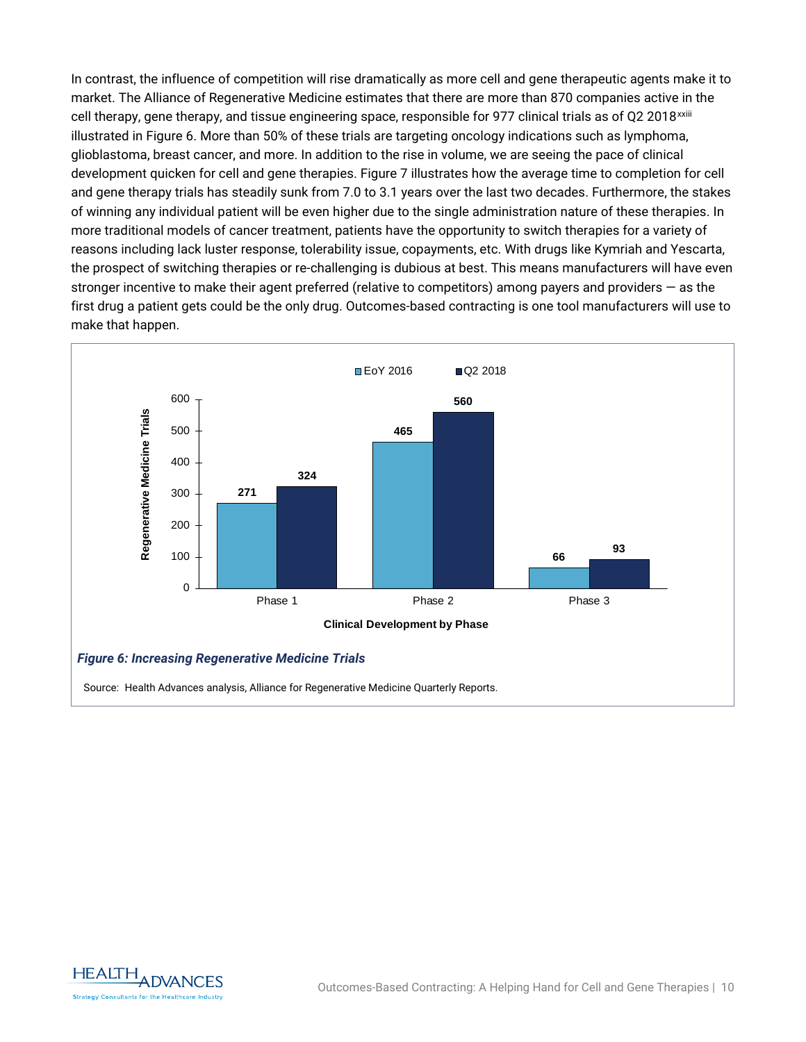In contrast, the influence of competition will rise dramatically as more cell and gene therapeutic agents make it to market. The Alliance of Regenerative Medicine estimates that there are more than 870 companies active in the cell therapy, gene therapy, and tissue engineering space, responsible for 977 clinical trials as of Q2 2018[xxiii] illustrated in Figure 6. More than 50% of these trials are targeting oncology indications such as lymphoma, glioblastoma, breast cancer, and more. In addition to the rise in volume, we are seeing the pace of clinical development quicken for cell and gene therapies. Figure 7 illustrates how the average time to completion for cell and gene therapy trials has steadily sunk from 7.0 to 3.1 years over the last two decades. Furthermore, the stakes of winning any individual patient will be even higher due to the single administration nature of these therapies. In more traditional models of cancer treatment, patients have the opportunity to switch therapies for a variety of reasons including lack luster response, tolerability issue, copayments, etc. With drugs like Kymriah and Yescarta, the prospect of switching therapies or re-challenging is dubious at best. This means manufacturers will have even stronger incentive to make their agent preferred (relative to competitors) among payers and providers — as the first drug a patient gets could be the only drug. Outcomes-based contracting is one tool manufacturers will use to make that happen.

| Clinical Development by Phase | EoY 2016 | Q2 2018 |
|---|---|---|
| Phase 1 | 271 | 324 |
| Phase 2 | 465 | 560 |
| Phase 3 | 66 | 93 |

***Figure 6: Increasing Regenerative Medicine Trials***

Source: Health Advances analysis, Alliance for Regenerative Medicine Quarterly Reports.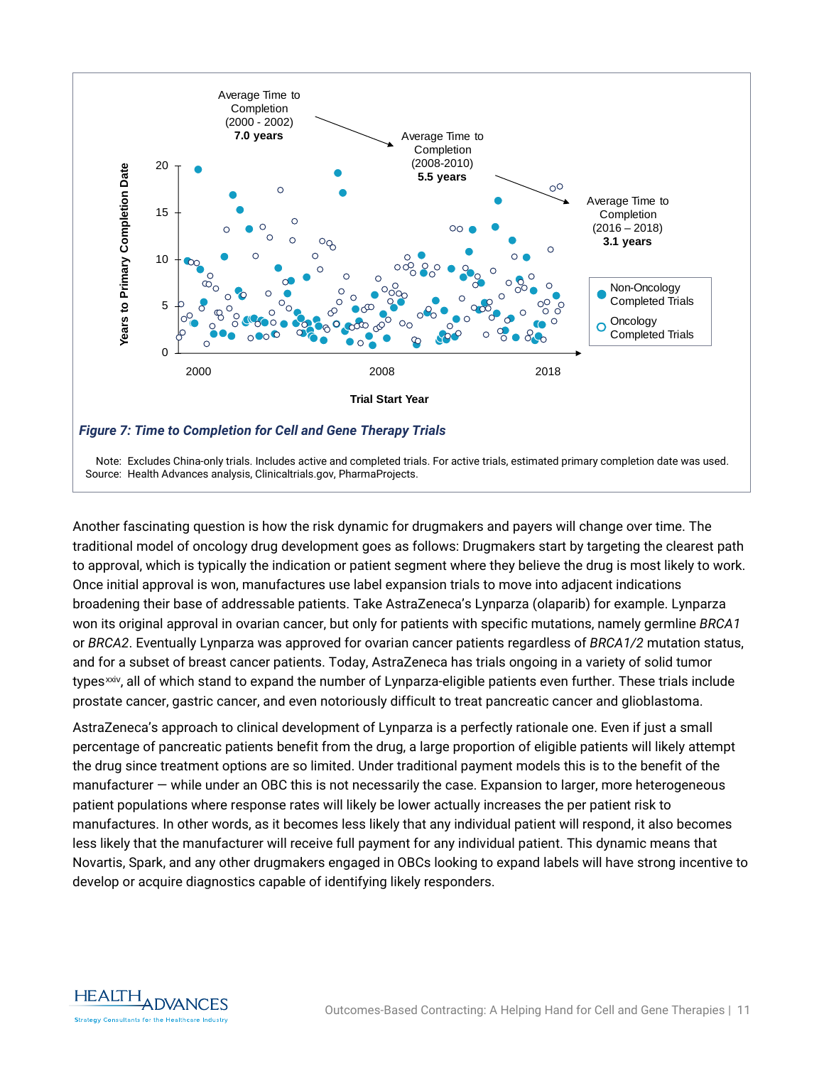Average Time to Completion (2000 - 2002) **7.0 years**

Average Time to Completion (2008-2010) **5.5 years**

Average Time to Completion (2016 – 2018) **3.1 years**

Years to Primary Completion Date

Trial Start Year

Non-Oncology Completed Trials

Oncology Completed Trials

*Figure 7: Time to Completion for Cell and Gene Therapy Trials*

Note: Excludes China-only trials. Includes active and completed trials. For active trials, estimated primary completion date was used.
Source: Health Advances analysis, Clinicaltrials.gov, PharmaProjects.

Another fascinating question is how the risk dynamic for drugmakers and payers will change over time. The traditional model of oncology drug development goes as follows: Drugmakers start by targeting the clearest path to approval, which is typically the indication or patient segment where they believe the drug is most likely to work. Once initial approval is won, manufactures use label expansion trials to move into adjacent indications broadening their base of addressable patients. Take AstraZeneca's Lynparza (olaparib) for example. Lynparza won its original approval in ovarian cancer, but only for patients with specific mutations, namely germline *BRCA1* or *BRCA2*. Eventually Lynparza was approved for ovarian cancer patients regardless of *BRCA1/2* mutation status, and for a subset of breast cancer patients. Today, AstraZeneca has trials ongoing in a variety of solid tumor types[xxiv], all of which stand to expand the number of Lynparza-eligible patients even further. These trials include prostate cancer, gastric cancer, and even notoriously difficult to treat pancreatic cancer and glioblastoma.

AstraZeneca's approach to clinical development of Lynparza is a perfectly rationale one. Even if just a small percentage of pancreatic patients benefit from the drug, a large proportion of eligible patients will likely attempt the drug since treatment options are so limited. Under traditional payment models this is to the benefit of the manufacturer — while under an OBC this is not necessarily the case. Expansion to larger, more heterogeneous patient populations where response rates will likely be lower actually increases the per patient risk to manufactures. In other words, as it becomes less likely that any individual patient will respond, it also becomes less likely that the manufacturer will receive full payment for any individual patient. This dynamic means that Novartis, Spark, and any other drugmakers engaged in OBCs looking to expand labels will have strong incentive to develop or acquire diagnostics capable of identifying likely responders.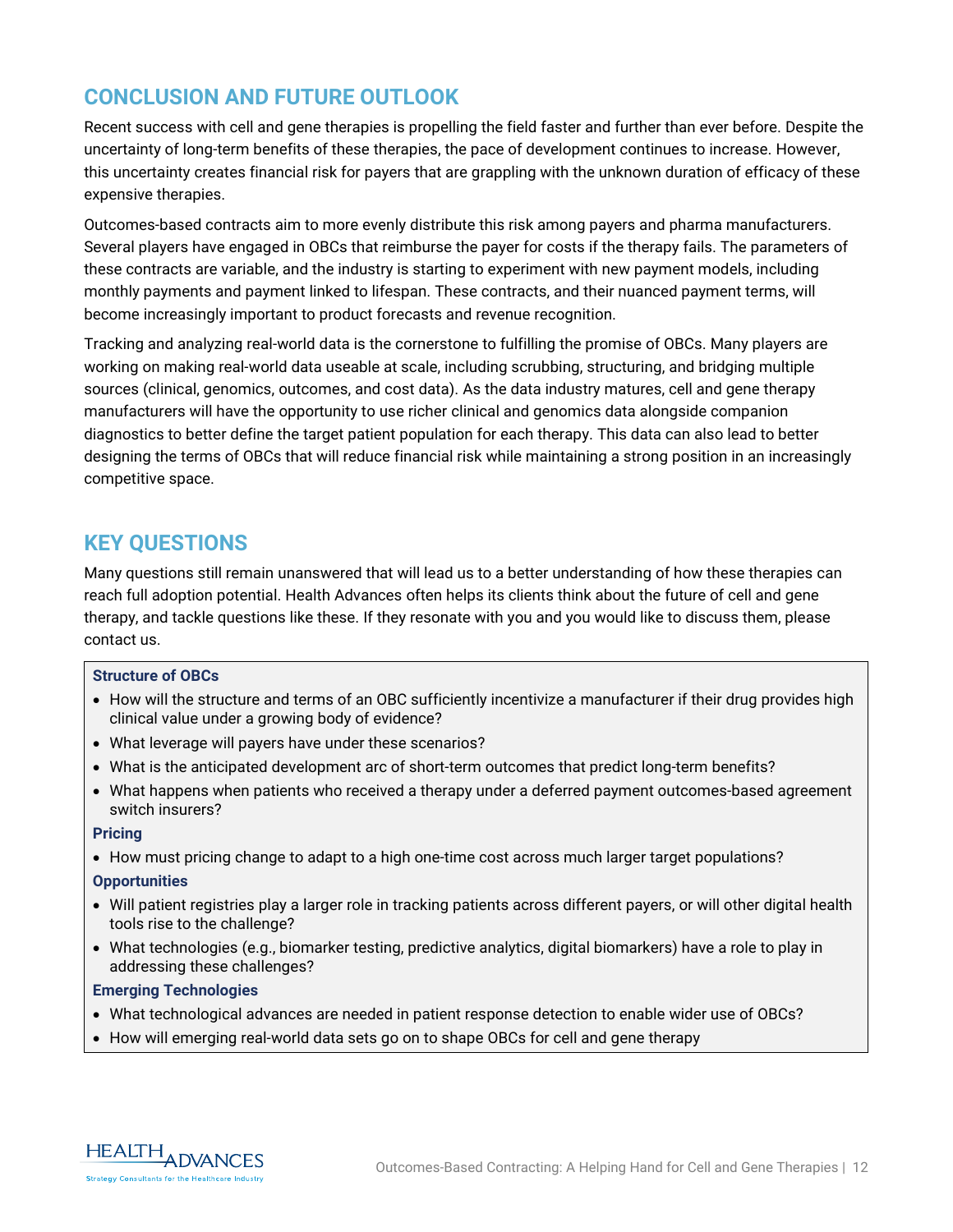## CONCLUSION AND FUTURE OUTLOOK

Recent success with cell and gene therapies is propelling the field faster and further than ever before. Despite the uncertainty of long-term benefits of these therapies, the pace of development continues to increase. However, this uncertainty creates financial risk for payers that are grappling with the unknown duration of efficacy of these expensive therapies.

Outcomes-based contracts aim to more evenly distribute this risk among payers and pharma manufacturers. Several players have engaged in OBCs that reimburse the payer for costs if the therapy fails. The parameters of these contracts are variable, and the industry is starting to experiment with new payment models, including monthly payments and payment linked to lifespan. These contracts, and their nuanced payment terms, will become increasingly important to product forecasts and revenue recognition.

Tracking and analyzing real-world data is the cornerstone to fulfilling the promise of OBCs. Many players are working on making real-world data useable at scale, including scrubbing, structuring, and bridging multiple sources (clinical, genomics, outcomes, and cost data). As the data industry matures, cell and gene therapy manufacturers will have the opportunity to use richer clinical and genomics data alongside companion diagnostics to better define the target patient population for each therapy. This data can also lead to better designing the terms of OBCs that will reduce financial risk while maintaining a strong position in an increasingly competitive space.

## KEY QUESTIONS

Many questions still remain unanswered that will lead us to a better understanding of how these therapies can reach full adoption potential. Health Advances often helps its clients think about the future of cell and gene therapy, and tackle questions like these. If they resonate with you and you would like to discuss them, please contact us.

**Structure of OBCs**

- How will the structure and terms of an OBC sufficiently incentivize a manufacturer if their drug provides high clinical value under a growing body of evidence?
- What leverage will payers have under these scenarios?
- What is the anticipated development arc of short-term outcomes that predict long-term benefits?
- What happens when patients who received a therapy under a deferred payment outcomes-based agreement switch insurers?

**Pricing**

- How must pricing change to adapt to a high one-time cost across much larger target populations?

**Opportunities**

- Will patient registries play a larger role in tracking patients across different payers, or will other digital health tools rise to the challenge?
- What technologies (e.g., biomarker testing, predictive analytics, digital biomarkers) have a role to play in addressing these challenges?

**Emerging Technologies**

- What technological advances are needed in patient response detection to enable wider use of OBCs?
- How will emerging real-world data sets go on to shape OBCs for cell and gene therapy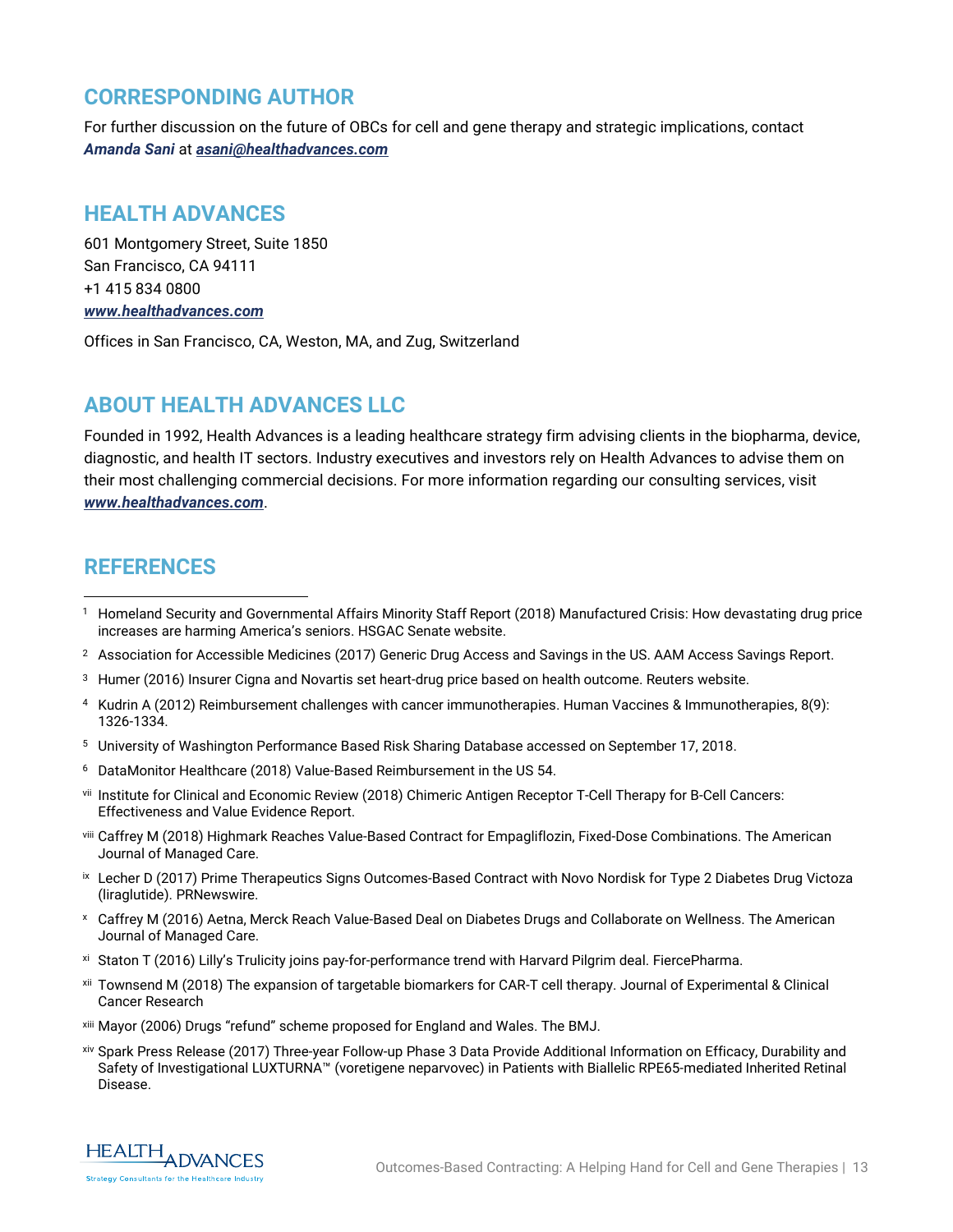## CORRESPONDING AUTHOR

For further discussion on the future of OBCs for cell and gene therapy and strategic implications, contact ***Amanda Sani*** at ***asani@healthadvances.com***

## HEALTH ADVANCES

601 Montgomery Street, Suite 1850
San Francisco, CA 94111
+1 415 834 0800
***www.healthadvances.com***

Offices in San Francisco, CA, Weston, MA, and Zug, Switzerland

## ABOUT HEALTH ADVANCES LLC

Founded in 1992, Health Advances is a leading healthcare strategy firm advising clients in the biopharma, device, diagnostic, and health IT sectors. Industry executives and investors rely on Health Advances to advise them on their most challenging commercial decisions. For more information regarding our consulting services, visit ***www.healthadvances.com***.

## REFERENCES

[1] Homeland Security and Governmental Affairs Minority Staff Report (2018) Manufactured Crisis: How devastating drug price increases are harming America's seniors. HSGAC Senate website.

[2] Association for Accessible Medicines (2017) Generic Drug Access and Savings in the US. AAM Access Savings Report.

[3] Humer (2016) Insurer Cigna and Novartis set heart-drug price based on health outcome. Reuters website.

[4] Kudrin A (2012) Reimbursement challenges with cancer immunotherapies. Human Vaccines & Immunotherapies, 8(9): 1326-1334.

[5] University of Washington Performance Based Risk Sharing Database accessed on September 17, 2018.

[6] DataMonitor Healthcare (2018) Value-Based Reimbursement in the US 54.

[vii] Institute for Clinical and Economic Review (2018) Chimeric Antigen Receptor T-Cell Therapy for B-Cell Cancers: Effectiveness and Value Evidence Report.

[viii] Caffrey M (2018) Highmark Reaches Value-Based Contract for Empagliflozin, Fixed-Dose Combinations. The American Journal of Managed Care.

[ix] Lecher D (2017) Prime Therapeutics Signs Outcomes-Based Contract with Novo Nordisk for Type 2 Diabetes Drug Victoza (liraglutide). PRNewswire.

[x] Caffrey M (2016) Aetna, Merck Reach Value-Based Deal on Diabetes Drugs and Collaborate on Wellness. The American Journal of Managed Care.

[xi] Staton T (2016) Lilly's Trulicity joins pay-for-performance trend with Harvard Pilgrim deal. FiercePharma.

[xii] Townsend M (2018) The expansion of targetable biomarkers for CAR-T cell therapy. Journal of Experimental & Clinical Cancer Research

[xiii] Mayor (2006) Drugs "refund" scheme proposed for England and Wales. The BMJ.

[xiv] Spark Press Release (2017) Three-year Follow-up Phase 3 Data Provide Additional Information on Efficacy, Durability and Safety of Investigational LUXTURNA™ (voretigene neparvovec) in Patients with Biallelic RPE65-mediated Inherited Retinal Disease.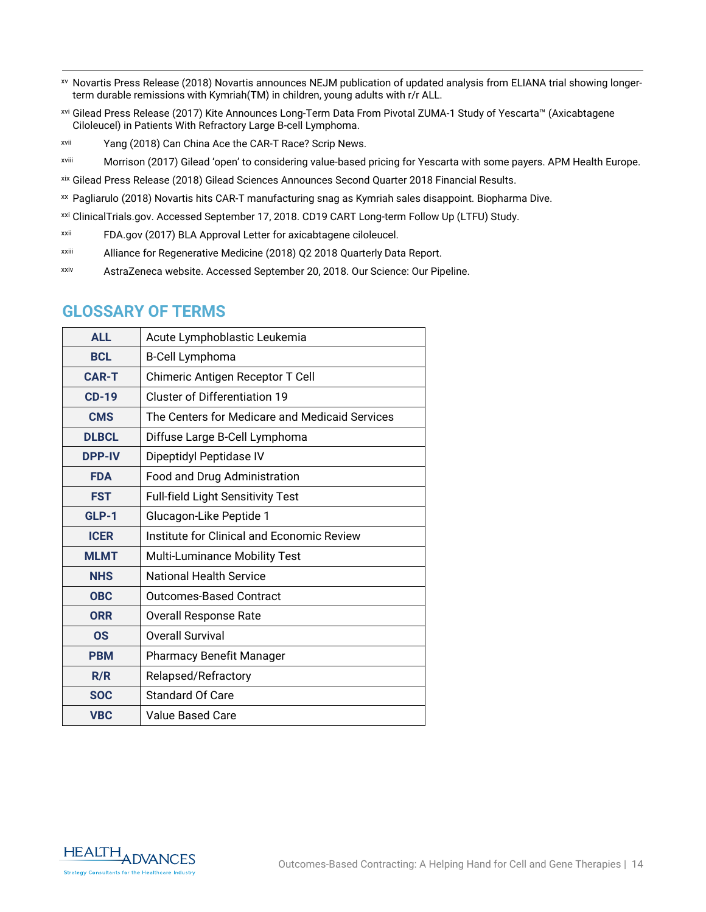[xv] Novartis Press Release (2018) Novartis announces NEJM publication of updated analysis from ELIANA trial showing longer-term durable remissions with Kymriah(TM) in children, young adults with r/r ALL.

[xvi] Gilead Press Release (2017) Kite Announces Long-Term Data From Pivotal ZUMA-1 Study of Yescarta™ (Axicabtagene Ciloleucel) in Patients With Refractory Large B-cell Lymphoma.

[xvii] Yang (2018) Can China Ace the CAR-T Race? Scrip News.

[xviii] Morrison (2017) Gilead 'open' to considering value-based pricing for Yescarta with some payers. APM Health Europe.

[xix] Gilead Press Release (2018) Gilead Sciences Announces Second Quarter 2018 Financial Results.

[xx] Pagliarulo (2018) Novartis hits CAR-T manufacturing snag as Kymriah sales disappoint. Biopharma Dive.

[xxi] ClinicalTrials.gov. Accessed September 17, 2018. CD19 CART Long-term Follow Up (LTFU) Study.

[xxii] FDA.gov (2017) BLA Approval Letter for axicabtagene ciloleucel.

[xxiii] Alliance for Regenerative Medicine (2018) Q2 2018 Quarterly Data Report.

[xxiv] AstraZeneca website. Accessed September 20, 2018. Our Science: Our Pipeline.

## GLOSSARY OF TERMS

| | |
|---|---|
| **ALL** | Acute Lymphoblastic Leukemia |
| **BCL** | B-Cell Lymphoma |
| **CAR-T** | Chimeric Antigen Receptor T Cell |
| **CD-19** | Cluster of Differentiation 19 |
| **CMS** | The Centers for Medicare and Medicaid Services |
| **DLBCL** | Diffuse Large B-Cell Lymphoma |
| **DPP-IV** | Dipeptidyl Peptidase IV |
| **FDA** | Food and Drug Administration |
| **FST** | Full-field Light Sensitivity Test |
| **GLP-1** | Glucagon-Like Peptide 1 |
| **ICER** | Institute for Clinical and Economic Review |
| **MLMT** | Multi-Luminance Mobility Test |
| **NHS** | National Health Service |
| **OBC** | Outcomes-Based Contract |
| **ORR** | Overall Response Rate |
| **OS** | Overall Survival |
| **PBM** | Pharmacy Benefit Manager |
| **R/R** | Relapsed/Refractory |
| **SOC** | Standard Of Care |
| **VBC** | Value Based Care |